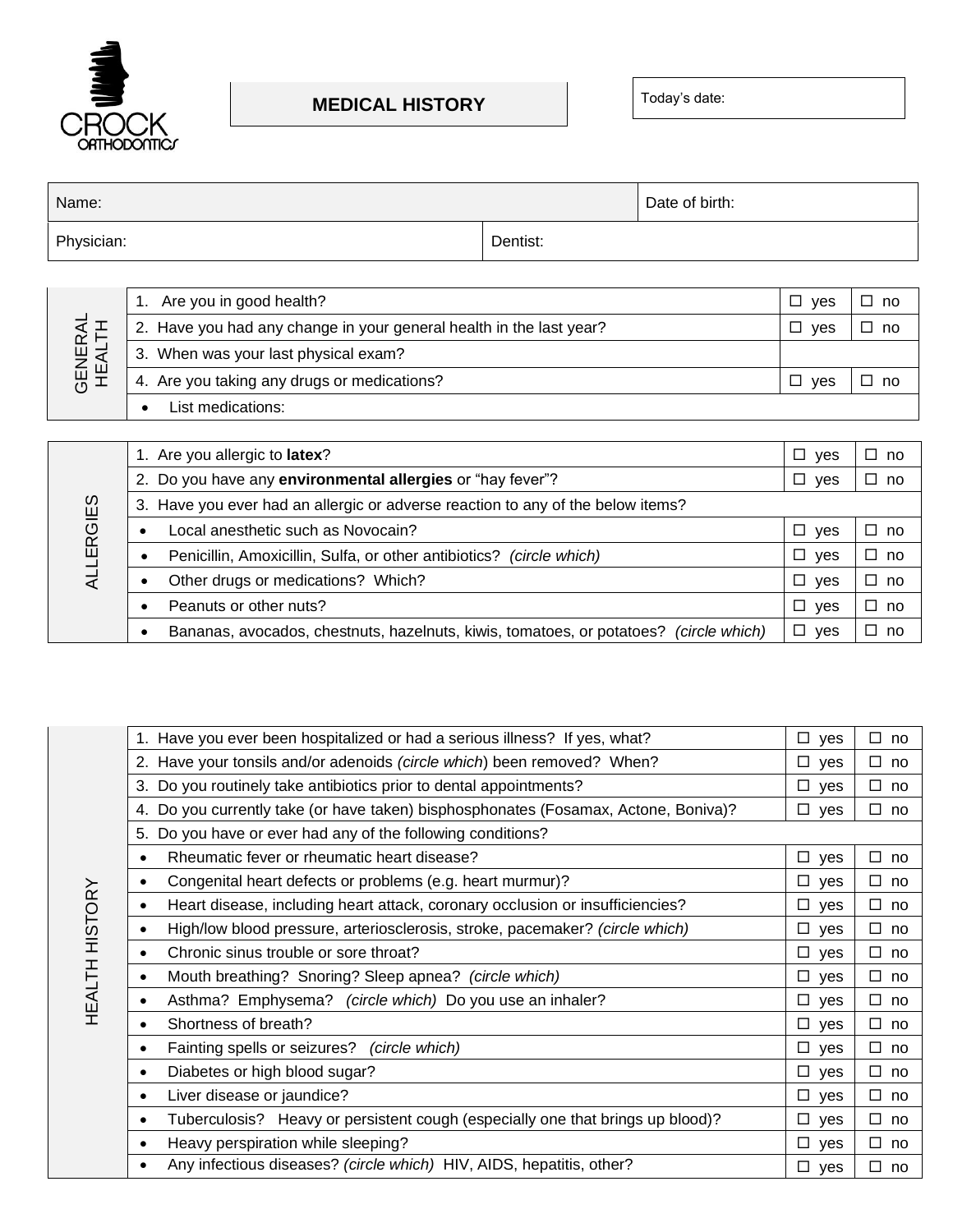CROCK ORTHODONTICS

# MEDICAL HISTORY

Today's date:

| Name: | | Date of birth: |
|---|---|---|
| Physician: | Dentist: | |

| GENERAL HEALTH | | | |
|---|---|---|---|
| | 1. Are you in good health? | ☐ yes | ☐ no |
| | 2. Have you had any change in your general health in the last year? | ☐ yes | ☐ no |
| | 3. When was your last physical exam? | | |
| | 4. Are you taking any drugs or medications? | ☐ yes | ☐ no |
| | • List medications: | | |

| ALLERGIES | | | |
|---|---|---|---|
| | 1. Are you allergic to **latex**? | ☐ yes | ☐ no |
| | 2. Do you have any **environmental allergies** or "hay fever"? | ☐ yes | ☐ no |
| | 3. Have you ever had an allergic or adverse reaction to any of the below items? | | |
| | • Local anesthetic such as Novocain? | ☐ yes | ☐ no |
| | • Penicillin, Amoxicillin, Sulfa, or other antibiotics? *(circle which)* | ☐ yes | ☐ no |
| | • Other drugs or medications? Which? | ☐ yes | ☐ no |
| | • Peanuts or other nuts? | ☐ yes | ☐ no |
| | • Bananas, avocados, chestnuts, hazelnuts, kiwis, tomatoes, or potatoes? *(circle which)* | ☐ yes | ☐ no |

| HEALTH HISTORY | | | |
|---|---|---|---|
| | 1. Have you ever been hospitalized or had a serious illness? If yes, what? | ☐ yes | ☐ no |
| | 2. Have your tonsils and/or adenoids *(circle which)* been removed? When? | ☐ yes | ☐ no |
| | 3. Do you routinely take antibiotics prior to dental appointments? | ☐ yes | ☐ no |
| | 4. Do you currently take (or have taken) bisphosphonates (Fosamax, Actone, Boniva)? | ☐ yes | ☐ no |
| | 5. Do you have or ever had any of the following conditions? | | |
| | • Rheumatic fever or rheumatic heart disease? | ☐ yes | ☐ no |
| | • Congenital heart defects or problems (e.g. heart murmur)? | ☐ yes | ☐ no |
| | • Heart disease, including heart attack, coronary occlusion or insufficiencies? | ☐ yes | ☐ no |
| | • High/low blood pressure, arteriosclerosis, stroke, pacemaker? *(circle which)* | ☐ yes | ☐ no |
| | • Chronic sinus trouble or sore throat? | ☐ yes | ☐ no |
| | • Mouth breathing? Snoring? Sleep apnea? *(circle which)* | ☐ yes | ☐ no |
| | • Asthma? Emphysema? *(circle which)* Do you use an inhaler? | ☐ yes | ☐ no |
| | • Shortness of breath? | ☐ yes | ☐ no |
| | • Fainting spells or seizures? *(circle which)* | ☐ yes | ☐ no |
| | • Diabetes or high blood sugar? | ☐ yes | ☐ no |
| | • Liver disease or jaundice? | ☐ yes | ☐ no |
| | • Tuberculosis? Heavy or persistent cough (especially one that brings up blood)? | ☐ yes | ☐ no |
| | • Heavy perspiration while sleeping? | ☐ yes | ☐ no |
| | • Any infectious diseases? *(circle which)* HIV, AIDS, hepatitis, other? | ☐ yes | ☐ no |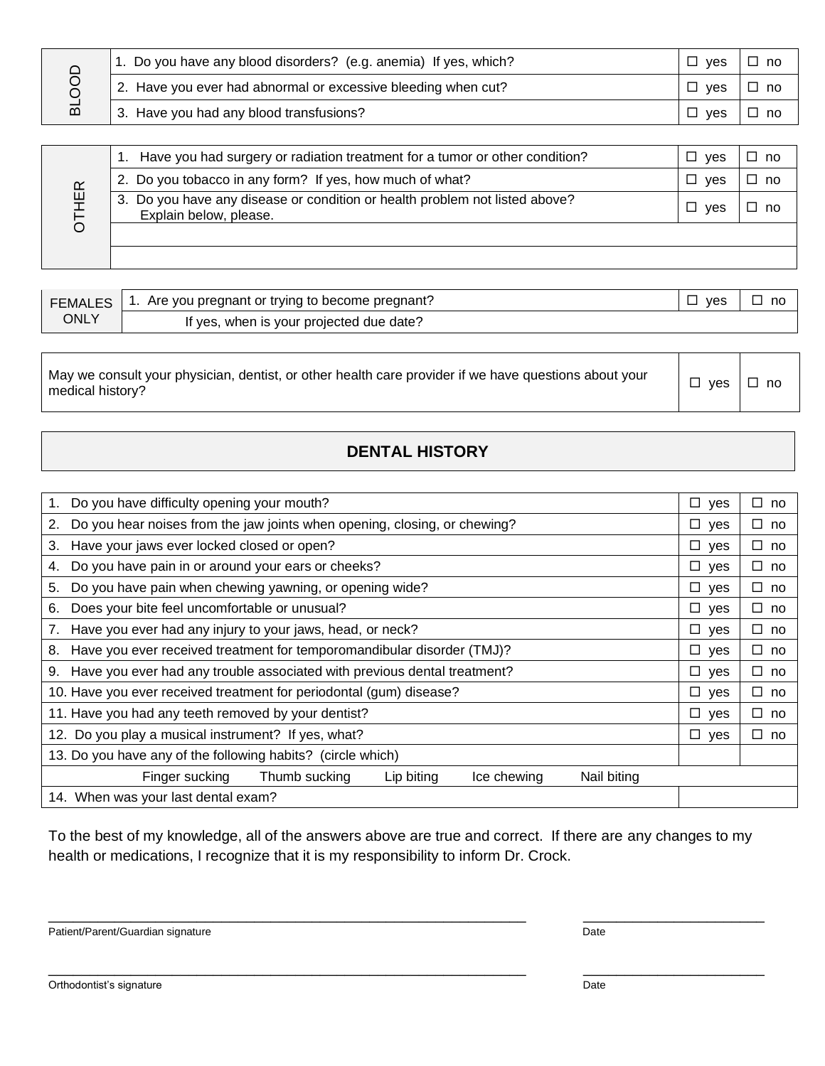| | | | |
|---|---|---|---|
| BLOOD | 1. Do you have any blood disorders? (e.g. anemia) If yes, which? | ☐ yes | ☐ no |
| | 2. Have you ever had abnormal or excessive bleeding when cut? | ☐ yes | ☐ no |
| | 3. Have you had any blood transfusions? | ☐ yes | ☐ no |

| | | | |
|---|---|---|---|
| OTHER | 1. Have you had surgery or radiation treatment for a tumor or other condition? | ☐ yes | ☐ no |
| | 2. Do you tobacco in any form? If yes, how much of what? | ☐ yes | ☐ no |
| | 3. Do you have any disease or condition or health problem not listed above? Explain below, please. | ☐ yes | ☐ no |
| | | | |
| | | | |

| | | | |
|---|---|---|---|
| FEMALES ONLY | 1. Are you pregnant or trying to become pregnant? | ☐ yes | ☐ no |
| | If yes, when is your projected due date? | | |

| | | |
|---|---|---|
| May we consult your physician, dentist, or other health care provider if we have questions about your medical history? | ☐ yes | ☐ no |

## DENTAL HISTORY

| | | |
|---|---|---|
| 1. Do you have difficulty opening your mouth? | ☐ yes | ☐ no |
| 2. Do you hear noises from the jaw joints when opening, closing, or chewing? | ☐ yes | ☐ no |
| 3. Have your jaws ever locked closed or open? | ☐ yes | ☐ no |
| 4. Do you have pain in or around your ears or cheeks? | ☐ yes | ☐ no |
| 5. Do you have pain when chewing yawning, or opening wide? | ☐ yes | ☐ no |
| 6. Does your bite feel uncomfortable or unusual? | ☐ yes | ☐ no |
| 7. Have you ever had any injury to your jaws, head, or neck? | ☐ yes | ☐ no |
| 8. Have you ever received treatment for temporomandibular disorder (TMJ)? | ☐ yes | ☐ no |
| 9. Have you ever had any trouble associated with previous dental treatment? | ☐ yes | ☐ no |
| 10. Have you ever received treatment for periodontal (gum) disease? | ☐ yes | ☐ no |
| 11. Have you had any teeth removed by your dentist? | ☐ yes | ☐ no |
| 12. Do you play a musical instrument? If yes, what? | ☐ yes | ☐ no |
| 13. Do you have any of the following habits? (circle which) | | |
| Finger sucking     Thumb sucking     Lip biting     Ice chewing     Nail biting | | |
| 14. When was your last dental exam? | | |

To the best of my knowledge, all of the answers above are true and correct. If there are any changes to my health or medications, I recognize that it is my responsibility to inform Dr. Crock.

\_\_\_\_\_\_\_\_\_\_\_\_\_\_\_\_\_\_\_\_\_\_\_\_\_\_\_\_\_\_\_\_\_\_\_\_\_\_\_\_\_\_\_\_\_\_\_\_ \_\_\_\_\_\_\_\_\_\_\_\_\_\_\_\_\_\_\_\_\_\_\_\_

Patient/Parent/Guardian signature Date

\_\_\_\_\_\_\_\_\_\_\_\_\_\_\_\_\_\_\_\_\_\_\_\_\_\_\_\_\_\_\_\_\_\_\_\_\_\_\_\_\_\_\_\_\_\_\_\_ \_\_\_\_\_\_\_\_\_\_\_\_\_\_\_\_\_\_\_\_\_\_\_\_

Orthodontist's signature Date